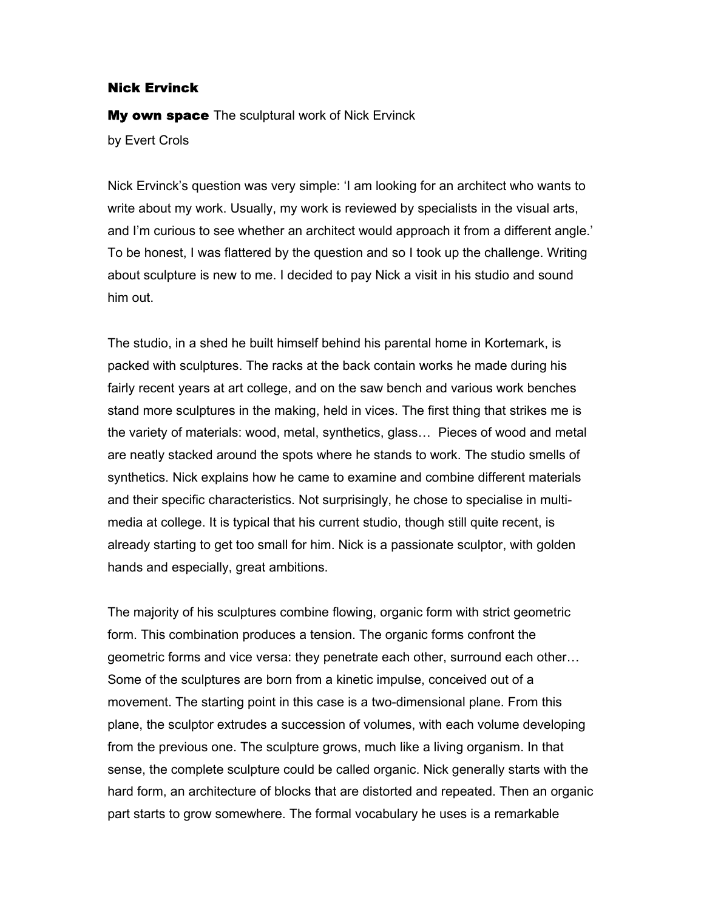# Nick Ervinck

**My own space** The sculptural work of Nick Ervinck

by Evert Crols

Nick Ervinck's question was very simple: 'I am looking for an architect who wants to write about my work. Usually, my work is reviewed by specialists in the visual arts, and I'm curious to see whether an architect would approach it from a different angle.' To be honest, I was flattered by the question and so I took up the challenge. Writing about sculpture is new to me. I decided to pay Nick a visit in his studio and sound him out.

The studio, in a shed he built himself behind his parental home in Kortemark, is packed with sculptures. The racks at the back contain works he made during his fairly recent years at art college, and on the saw bench and various work benches stand more sculptures in the making, held in vices. The first thing that strikes me is the variety of materials: wood, metal, synthetics, glass… Pieces of wood and metal are neatly stacked around the spots where he stands to work. The studio smells of synthetics. Nick explains how he came to examine and combine different materials and their specific characteristics. Not surprisingly, he chose to specialise in multi-media at college. It is typical that his current studio, though still quite recent, is already starting to get too small for him. Nick is a passionate sculptor, with golden hands and especially, great ambitions.

The majority of his sculptures combine flowing, organic form with strict geometric form. This combination produces a tension. The organic forms confront the geometric forms and vice versa: they penetrate each other, surround each other… Some of the sculptures are born from a kinetic impulse, conceived out of a movement. The starting point in this case is a two-dimensional plane. From this plane, the sculptor extrudes a succession of volumes, with each volume developing from the previous one. The sculpture grows, much like a living organism. In that sense, the complete sculpture could be called organic. Nick generally starts with the hard form, an architecture of blocks that are distorted and repeated. Then an organic part starts to grow somewhere. The formal vocabulary he uses is a remarkable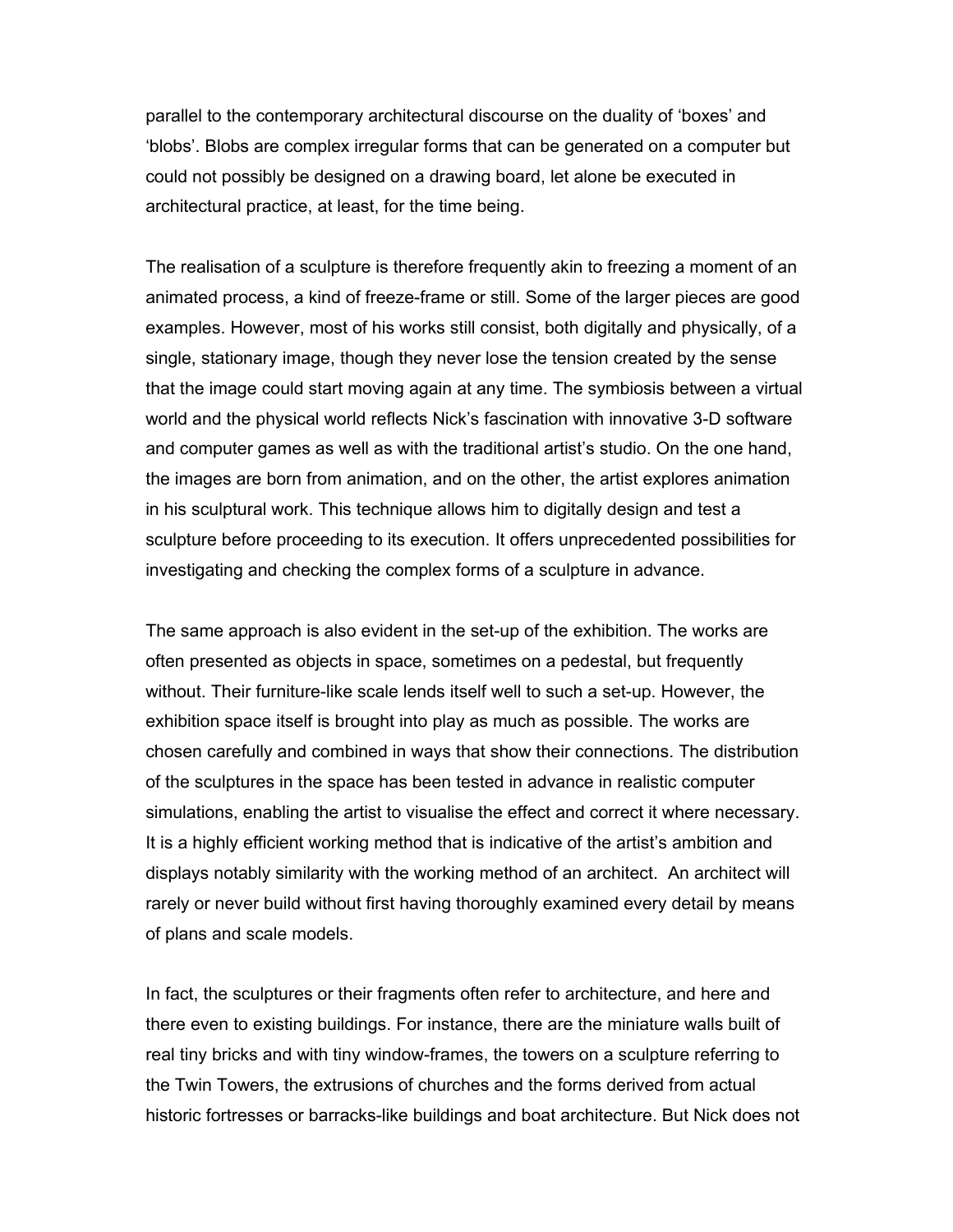parallel to the contemporary architectural discourse on the duality of 'boxes' and 'blobs'. Blobs are complex irregular forms that can be generated on a computer but could not possibly be designed on a drawing board, let alone be executed in architectural practice, at least, for the time being.

The realisation of a sculpture is therefore frequently akin to freezing a moment of an animated process, a kind of freeze-frame or still. Some of the larger pieces are good examples. However, most of his works still consist, both digitally and physically, of a single, stationary image, though they never lose the tension created by the sense that the image could start moving again at any time. The symbiosis between a virtual world and the physical world reflects Nick's fascination with innovative 3-D software and computer games as well as with the traditional artist's studio. On the one hand, the images are born from animation, and on the other, the artist explores animation in his sculptural work. This technique allows him to digitally design and test a sculpture before proceeding to its execution. It offers unprecedented possibilities for investigating and checking the complex forms of a sculpture in advance.

The same approach is also evident in the set-up of the exhibition. The works are often presented as objects in space, sometimes on a pedestal, but frequently without. Their furniture-like scale lends itself well to such a set-up. However, the exhibition space itself is brought into play as much as possible. The works are chosen carefully and combined in ways that show their connections. The distribution of the sculptures in the space has been tested in advance in realistic computer simulations, enabling the artist to visualise the effect and correct it where necessary. It is a highly efficient working method that is indicative of the artist's ambition and displays notably similarity with the working method of an architect. An architect will rarely or never build without first having thoroughly examined every detail by means of plans and scale models.

In fact, the sculptures or their fragments often refer to architecture, and here and there even to existing buildings. For instance, there are the miniature walls built of real tiny bricks and with tiny window-frames, the towers on a sculpture referring to the Twin Towers, the extrusions of churches and the forms derived from actual historic fortresses or barracks-like buildings and boat architecture. But Nick does not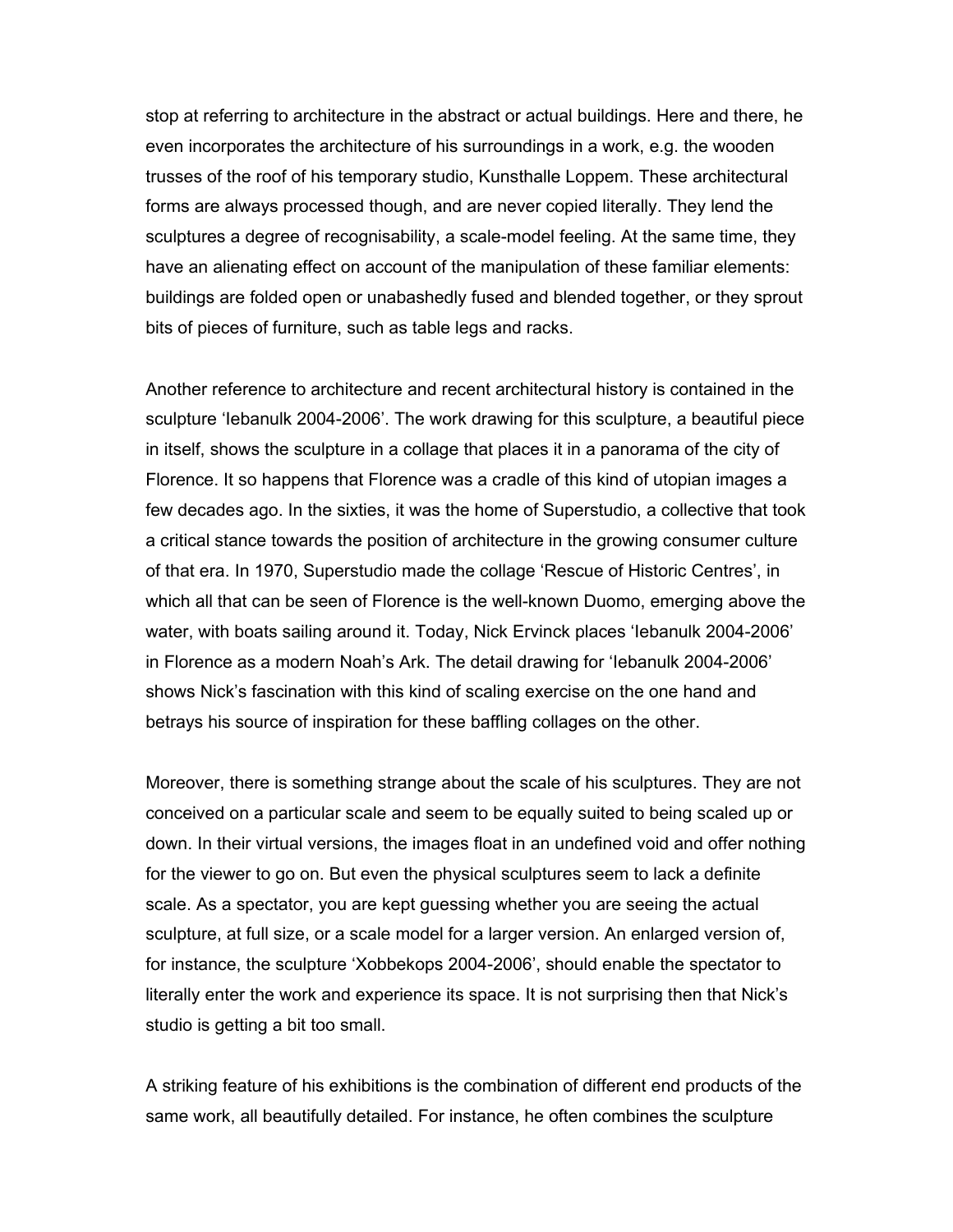stop at referring to architecture in the abstract or actual buildings. Here and there, he even incorporates the architecture of his surroundings in a work, e.g. the wooden trusses of the roof of his temporary studio, Kunsthalle Loppem. These architectural forms are always processed though, and are never copied literally. They lend the sculptures a degree of recognisability, a scale-model feeling. At the same time, they have an alienating effect on account of the manipulation of these familiar elements: buildings are folded open or unabashedly fused and blended together, or they sprout bits of pieces of furniture, such as table legs and racks.

Another reference to architecture and recent architectural history is contained in the sculpture 'Iebanulk 2004-2006'. The work drawing for this sculpture, a beautiful piece in itself, shows the sculpture in a collage that places it in a panorama of the city of Florence. It so happens that Florence was a cradle of this kind of utopian images a few decades ago. In the sixties, it was the home of Superstudio, a collective that took a critical stance towards the position of architecture in the growing consumer culture of that era. In 1970, Superstudio made the collage 'Rescue of Historic Centres', in which all that can be seen of Florence is the well-known Duomo, emerging above the water, with boats sailing around it. Today, Nick Ervinck places 'Iebanulk 2004-2006' in Florence as a modern Noah's Ark. The detail drawing for 'Iebanulk 2004-2006' shows Nick's fascination with this kind of scaling exercise on the one hand and betrays his source of inspiration for these baffling collages on the other.

Moreover, there is something strange about the scale of his sculptures. They are not conceived on a particular scale and seem to be equally suited to being scaled up or down. In their virtual versions, the images float in an undefined void and offer nothing for the viewer to go on. But even the physical sculptures seem to lack a definite scale. As a spectator, you are kept guessing whether you are seeing the actual sculpture, at full size, or a scale model for a larger version. An enlarged version of, for instance, the sculpture 'Xobbekops 2004-2006', should enable the spectator to literally enter the work and experience its space. It is not surprising then that Nick's studio is getting a bit too small.

A striking feature of his exhibitions is the combination of different end products of the same work, all beautifully detailed. For instance, he often combines the sculpture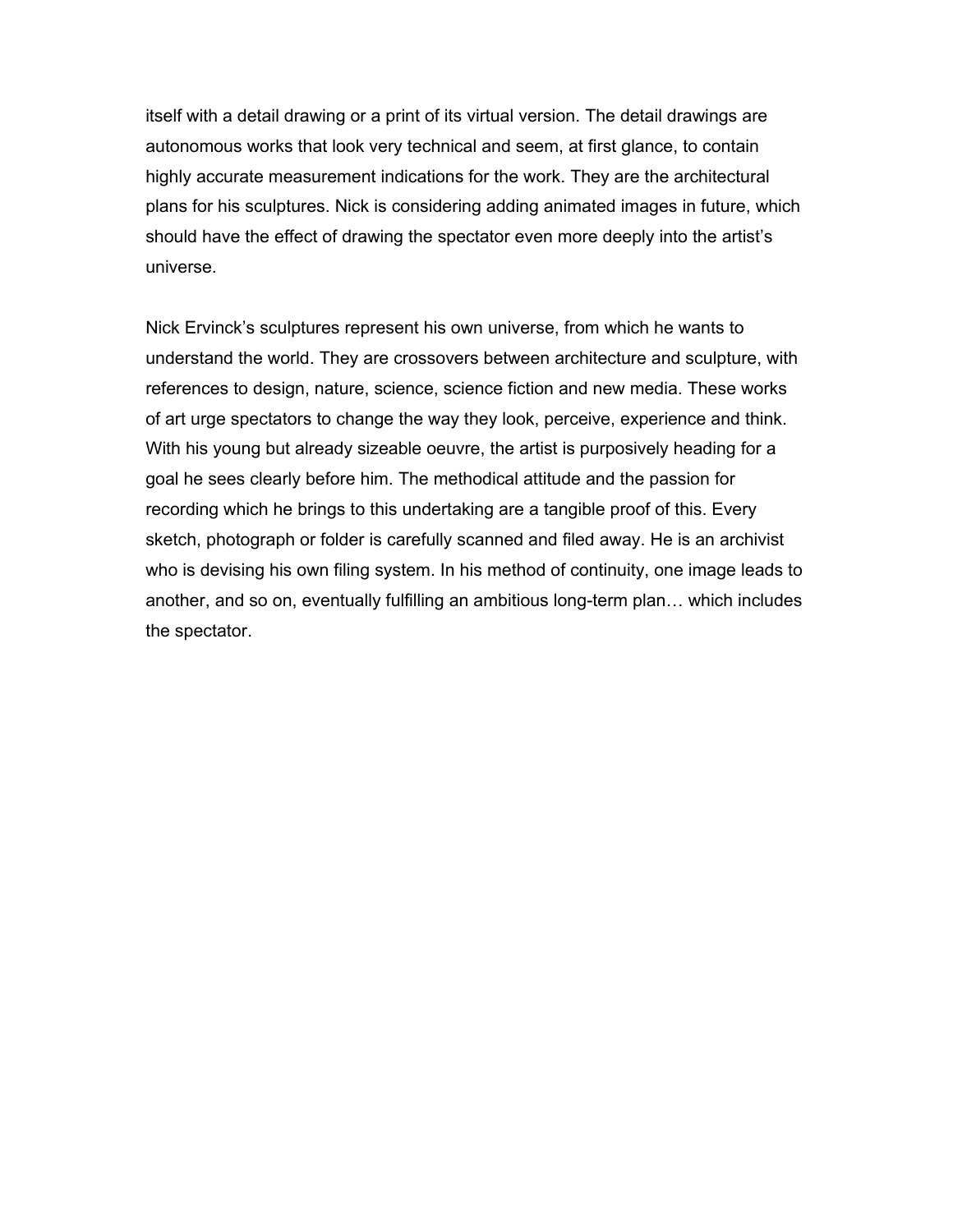itself with a detail drawing or a print of its virtual version. The detail drawings are autonomous works that look very technical and seem, at first glance, to contain highly accurate measurement indications for the work. They are the architectural plans for his sculptures. Nick is considering adding animated images in future, which should have the effect of drawing the spectator even more deeply into the artist's universe.

Nick Ervinck's sculptures represent his own universe, from which he wants to understand the world. They are crossovers between architecture and sculpture, with references to design, nature, science, science fiction and new media. These works of art urge spectators to change the way they look, perceive, experience and think. With his young but already sizeable oeuvre, the artist is purposively heading for a goal he sees clearly before him. The methodical attitude and the passion for recording which he brings to this undertaking are a tangible proof of this. Every sketch, photograph or folder is carefully scanned and filed away. He is an archivist who is devising his own filing system. In his method of continuity, one image leads to another, and so on, eventually fulfilling an ambitious long-term plan… which includes the spectator.